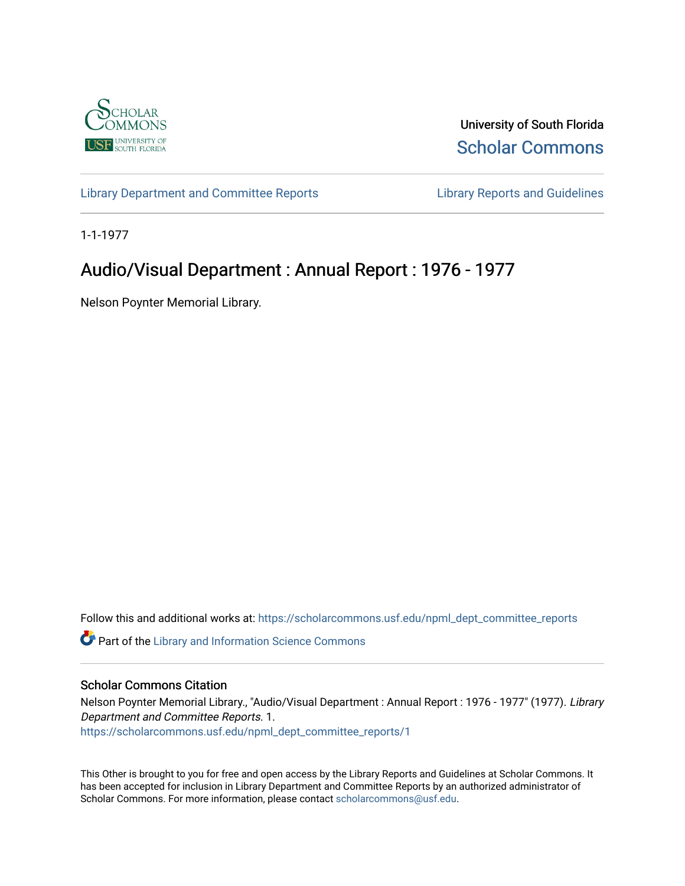University of South Florida

Scholar Commons

Library Department and Committee Reports

Library Reports and Guidelines

1-1-1977

# Audio/Visual Department : Annual Report : 1976 - 1977

Nelson Poynter Memorial Library.

Follow this and additional works at: https://scholarcommons.usf.edu/npml_dept_committee_reports

Part of the Library and Information Science Commons

## Scholar Commons Citation

Nelson Poynter Memorial Library., "Audio/Visual Department : Annual Report : 1976 - 1977" (1977). *Library Department and Committee Reports*. 1.
https://scholarcommons.usf.edu/npml_dept_committee_reports/1

This Other is brought to you for free and open access by the Library Reports and Guidelines at Scholar Commons. It has been accepted for inclusion in Library Department and Committee Reports by an authorized administrator of Scholar Commons. For more information, please contact scholarcommons@usf.edu.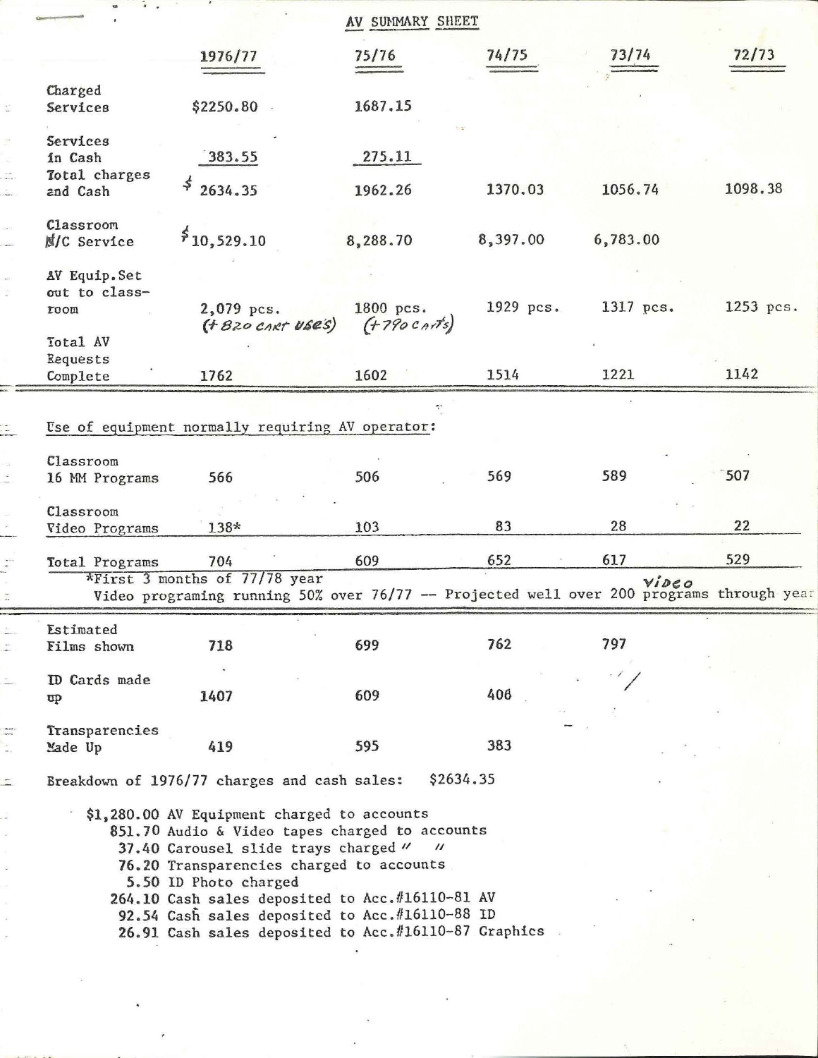# AV SUMMARY SHEET

| | 1976/77 | 75/76 | 74/75 | 73/74 | 72/73 |
|---|---|---|---|---|---|
| Charged Services | $2250.80 | 1687.15 | | | |
| Services in Cash | 383.55 | 275.11 | | | |
| Total charges and Cash | $ 2634.35 | 1962.26 | 1370.03 | 1056.74 | 1098.38 |
| Classroom M/C Service | $10,529.10 | 8,288.70 | 8,397.00 | 6,783.00 | |
| AV Equip. Set out to classroom | 2,079 pcs. (+820 CART USES) | 1800 pcs. (+790 CARTS) | 1929 pcs. | 1317 pcs. | 1253 pcs. |
| Total AV Requests Complete | 1762 | 1602 | 1514 | 1221 | 1142 |

Use of equipment normally requiring AV operator:

| | 1976/77 | 75/76 | 74/75 | 73/74 | 72/73 |
|---|---|---|---|---|---|
| Classroom 16 MM Programs | 566 | 506 | 569 | 589 | 507 |
| Classroom Video Programs | 138* | 103 | 83 | 28 | 22 |
| Total Programs | 704 | 609 | 652 | 617 | 529 |

*First 3 months of 77/78 year
Video programing running 50% over 76/77 -- Projected well over 200 VIDEO programs through year

| | 1976/77 | 75/76 | 74/75 | 73/74 |
|---|---|---|---|---|
| Estimated Films shown | 718 | 699 | 762 | 797 |
| ID Cards made up | 1407 | 609 | 406 | |
| Transparencies Made Up | 419 | 595 | 383 | |

Breakdown of 1976/77 charges and cash sales: $2634.35

- $1,280.00 AV Equipment charged to accounts
- 851.70 Audio & Video tapes charged to accounts
- 37.40 Carousel slide trays charged " "
- 76.20 Transparencies charged to accounts
- 5.50 ID Photo charged
- 264.10 Cash sales deposited to Acc.#16110-81 AV
- 92.54 Cash sales deposited to Acc.#16110-88 ID
- 26.91 Cash sales deposited to Acc.#16110-87 Graphics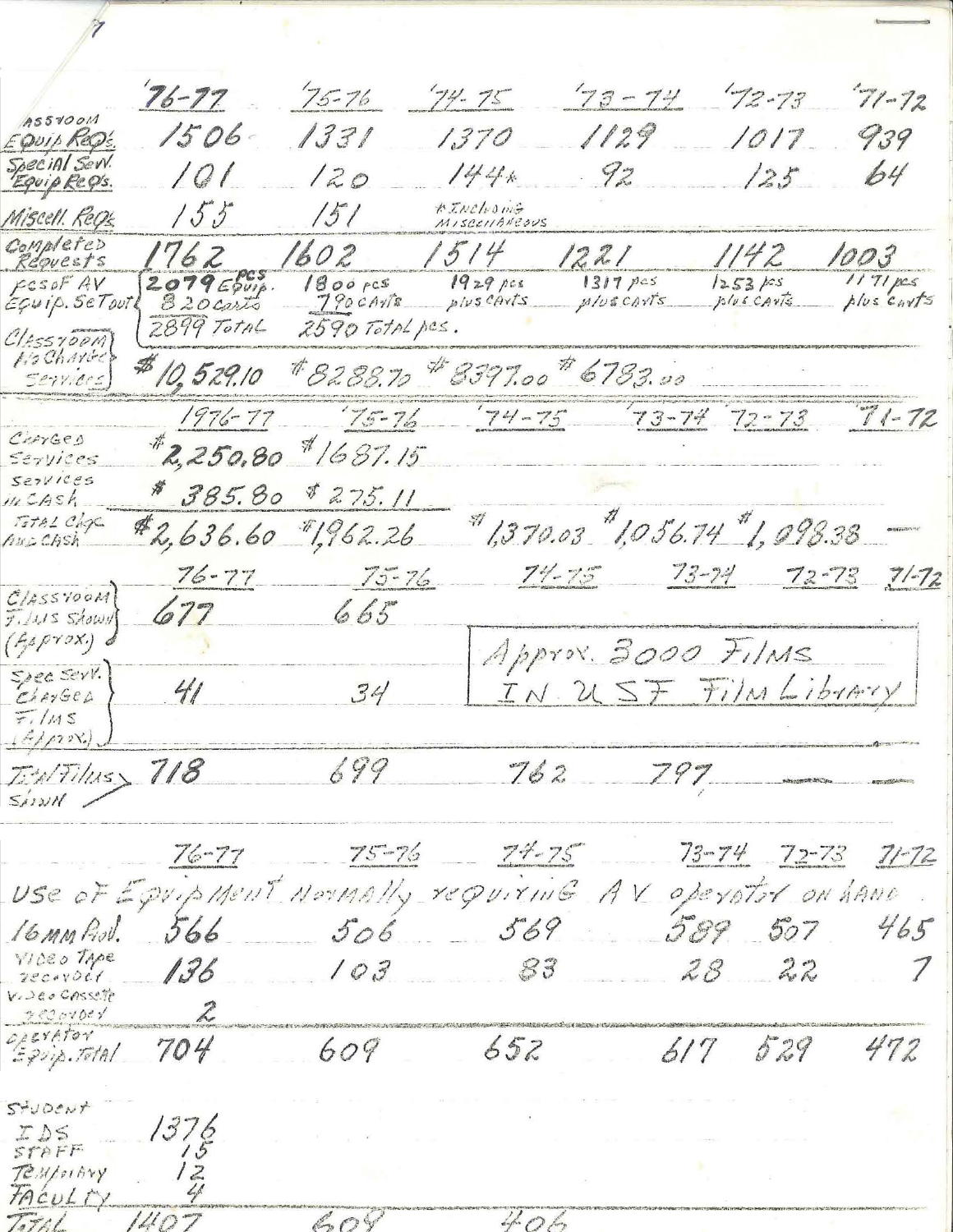| | '76-77 | '75-76 | '74-75 | '73-74 | '72-73 | '71-72 |
|---|---|---|---|---|---|---|
| Classroom Equip Req's. | 1506 | 1331 | 1370 | 1129 | 1017 | 939 |
| Special Serv. Equip Req's. | 101 | 120 | 144* | 92 | 125 | 64 |
| Miscell. Req's. | 155 | 151 | *Including Miscellaneous | | | |
| Completed Requests | 1762 | 1602 | 1514 | 1221 | 1142 | 1003 |
| Pcs of AV Equip. Set out | 2079 pcs Equip. 820 carts 2899 Total | 1800 pcs 790 carts 2590 Total pcs. | 1929 pcs plus carts | 1317 pcs plus carts | 1253 pcs plus carts | 1171 pcs plus carts |
| Classroom No Charge Services | $10,529.10 | $8288.70 | $8397.00 | $6783.00 | | |

| | 1976-77 | '75-76 | '74-75 | '73-74 | 72-73 | '71-72 |
|---|---|---|---|---|---|---|
| Charged Services | $2,250.80 | $1687.15 | | | | |
| Services in Cash | $ 385.80 | $ 275.11 | | | | |
| Total Chgd And Cash | $2,636.60 | $1,962.26 | $1,370.03 | $1,056.74 | $1,098.38 | — |

| | 76-77 | 75-76 | 74-75 | 73-74 | 72-73 | 71-72 |
|---|---|---|---|---|---|---|
| Classroom Films Shown (Approx.) | 677 | 665 | | | | |
| Spec Serv. Charged Films (Approx.) | 41 | 34 | | | | |
| Total Films Shown | 718 | 699 | 762 | 797 | — | — |

Approx. 3000 Films IN USF Film Library

| | 76-77 | 75-76 | 74-75 | 73-74 | 72-73 | 71-72 |
|---|---|---|---|---|---|---|
| Use of Equipment normally requiring AV operator on hand | | | | | | |
| 16mm Proj. | 566 | 506 | 569 | 589 | 507 | 465 |
| Video Tape recorder | 136 | 103 | 83 | 28 | 22 | 7 |
| Video Cassette recorder | 2 | | | | | |
| Operator Equip. Total | 704 | 609 | 652 | 617 | 529 | 472 |

| | | | |
|---|---|---|---|
| Student IDs | 1376 | | |
| Staff | 15 | | |
| Temporary | 12 | | |
| Faculty | 4 | | |
| Total | 1407 | 608 | 406 |